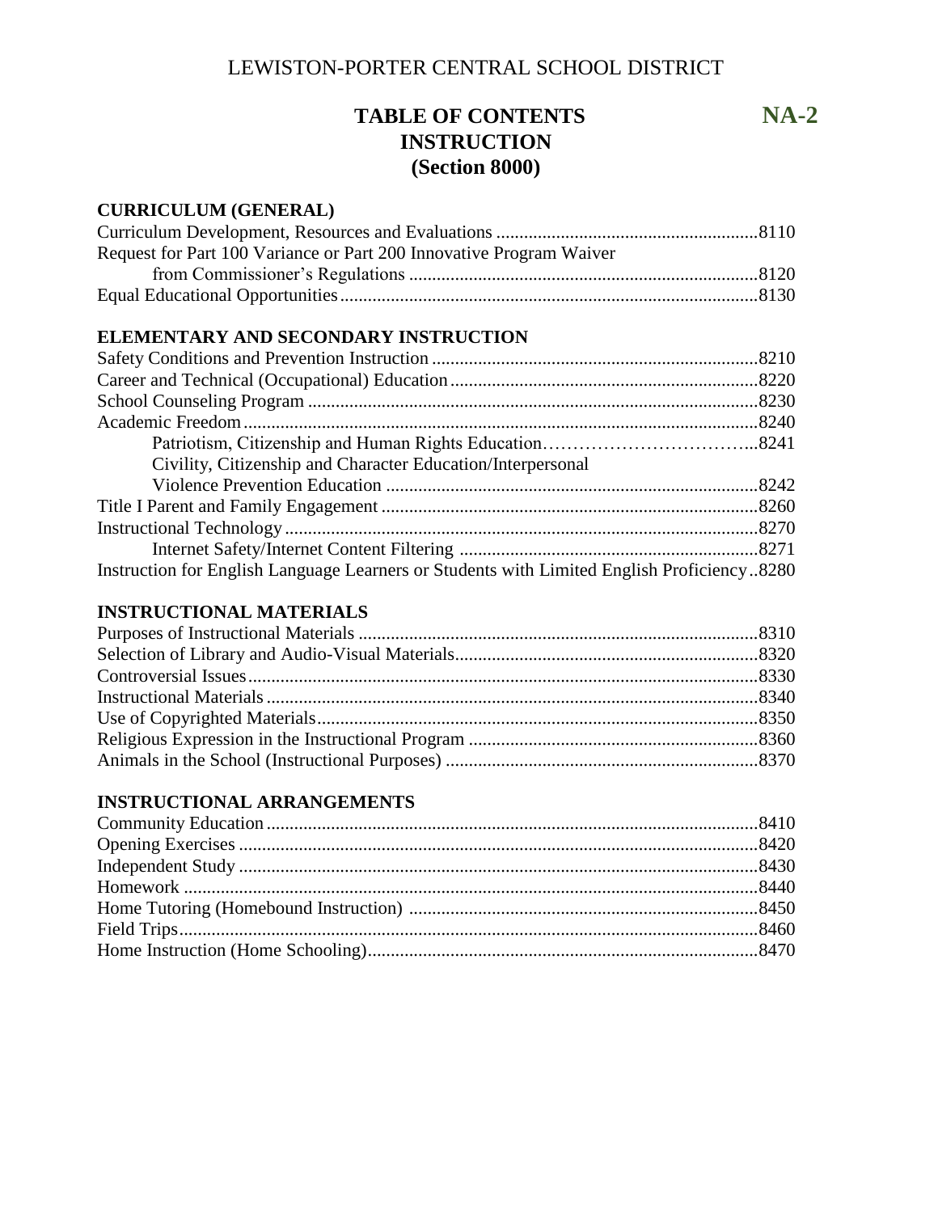# LEWISTON-PORTER CENTRAL SCHOOL DISTRICT

## TABLE OF CONTENTS
## INSTRUCTION
## (Section 8000)

**NA-2**

### CURRICULUM (GENERAL)

Curriculum Development, Resources and Evaluations ........................................................8110
Request for Part 100 Variance or Part 200 Innovative Program Waiver
    from Commissioner's Regulations ..........................................................................8120
Equal Educational Opportunities.........................................................................................8130

### ELEMENTARY AND SECONDARY INSTRUCTION

Safety Conditions and Prevention Instruction ......................................................................8210
Career and Technical (Occupational) Education..................................................................8220
School Counseling Program ................................................................................................8230
Academic Freedom..............................................................................................................8240
    Patriotism, Citizenship and Human Rights Education……………………………...8241
    Civility, Citizenship and Character Education/Interpersonal
    Violence Prevention Education ................................................................................8242
Title I Parent and Family Engagement ................................................................................8260
Instructional Technology.....................................................................................................8270
    Internet Safety/Internet Content Filtering ................................................................8271
Instruction for English Language Learners or Students with Limited English Proficiency..8280

### INSTRUCTIONAL MATERIALS

Purposes of Instructional Materials .....................................................................................8310
Selection of Library and Audio-Visual Materials................................................................8320
Controversial Issues.............................................................................................................8330
Instructional Materials.........................................................................................................8340
Use of Copyrighted Materials..............................................................................................8350
Religious Expression in the Instructional Program .............................................................8360
Animals in the School (Instructional Purposes) ..................................................................8370

### INSTRUCTIONAL ARRANGEMENTS

Community Education.........................................................................................................8410
Opening Exercises ...............................................................................................................8420
Independent Study ...............................................................................................................8430
Homework ...........................................................................................................................8440
Home Tutoring (Homebound Instruction) ..........................................................................8450
Field Trips............................................................................................................................8460
Home Instruction (Home Schooling)...................................................................................8470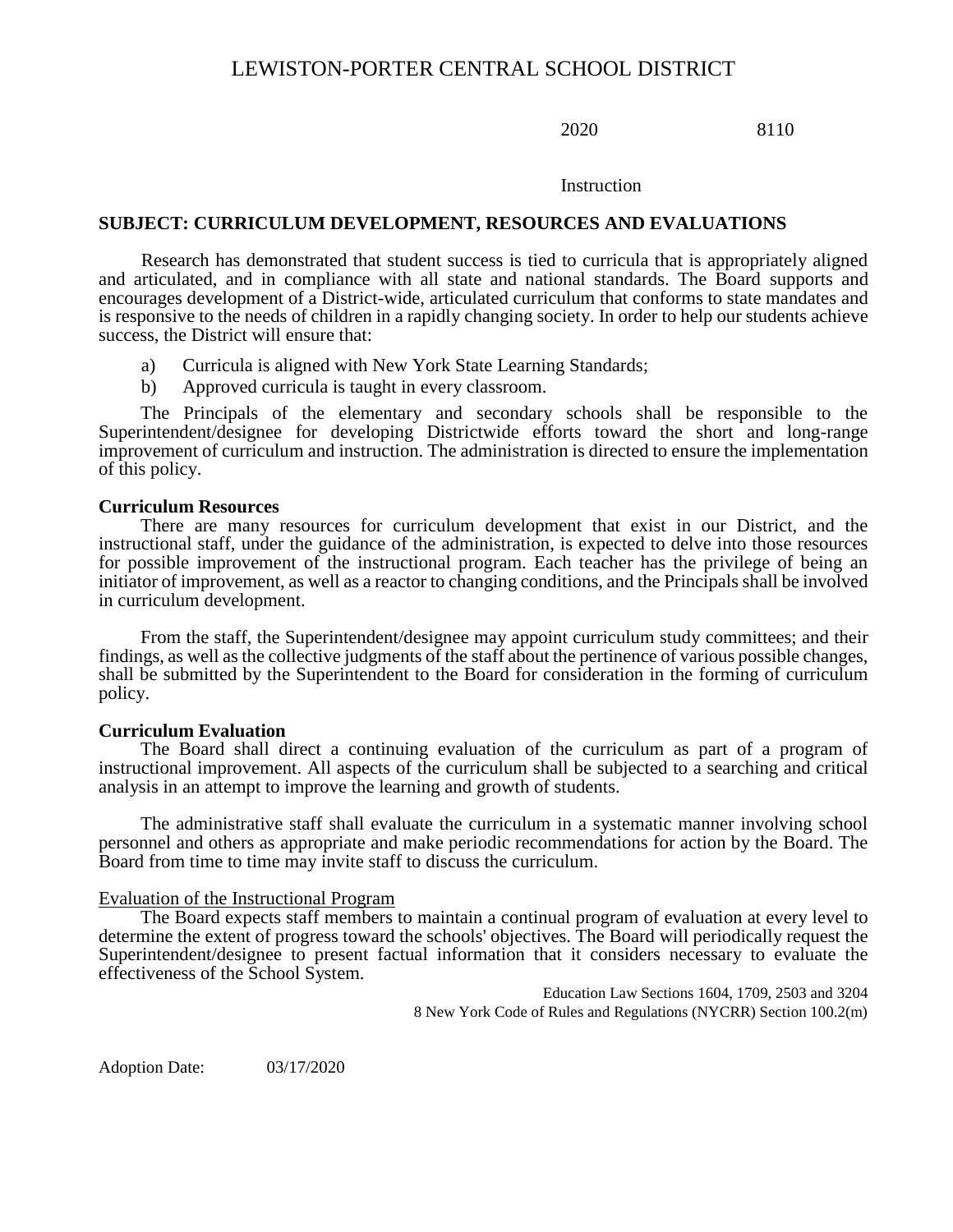# LEWISTON-PORTER CENTRAL SCHOOL DISTRICT

2020 8110

Instruction

## SUBJECT: CURRICULUM DEVELOPMENT, RESOURCES AND EVALUATIONS

Research has demonstrated that student success is tied to curricula that is appropriately aligned and articulated, and in compliance with all state and national standards. The Board supports and encourages development of a District-wide, articulated curriculum that conforms to state mandates and is responsive to the needs of children in a rapidly changing society. In order to help our students achieve success, the District will ensure that:

a) Curricula is aligned with New York State Learning Standards;
b) Approved curricula is taught in every classroom.

The Principals of the elementary and secondary schools shall be responsible to the Superintendent/designee for developing Districtwide efforts toward the short and long-range improvement of curriculum and instruction. The administration is directed to ensure the implementation of this policy.

**Curriculum Resources**

There are many resources for curriculum development that exist in our District, and the instructional staff, under the guidance of the administration, is expected to delve into those resources for possible improvement of the instructional program. Each teacher has the privilege of being an initiator of improvement, as well as a reactor to changing conditions, and the Principals shall be involved in curriculum development.

From the staff, the Superintendent/designee may appoint curriculum study committees; and their findings, as well as the collective judgments of the staff about the pertinence of various possible changes, shall be submitted by the Superintendent to the Board for consideration in the forming of curriculum policy.

**Curriculum Evaluation**

The Board shall direct a continuing evaluation of the curriculum as part of a program of instructional improvement. All aspects of the curriculum shall be subjected to a searching and critical analysis in an attempt to improve the learning and growth of students.

The administrative staff shall evaluate the curriculum in a systematic manner involving school personnel and others as appropriate and make periodic recommendations for action by the Board. The Board from time to time may invite staff to discuss the curriculum.

Evaluation of the Instructional Program

The Board expects staff members to maintain a continual program of evaluation at every level to determine the extent of progress toward the schools' objectives. The Board will periodically request the Superintendent/designee to present factual information that it considers necessary to evaluate the effectiveness of the School System.

Education Law Sections 1604, 1709, 2503 and 3204
8 New York Code of Rules and Regulations (NYCRR) Section 100.2(m)

Adoption Date: 03/17/2020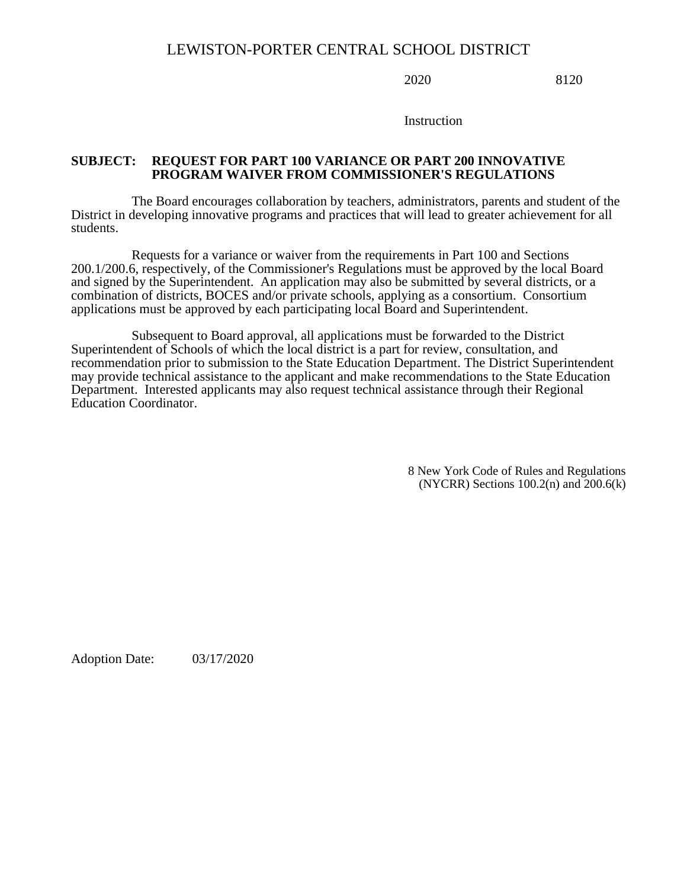# LEWISTON-PORTER CENTRAL SCHOOL DISTRICT

2020 8120

Instruction

**SUBJECT: REQUEST FOR PART 100 VARIANCE OR PART 200 INNOVATIVE PROGRAM WAIVER FROM COMMISSIONER'S REGULATIONS**

The Board encourages collaboration by teachers, administrators, parents and student of the District in developing innovative programs and practices that will lead to greater achievement for all students.

Requests for a variance or waiver from the requirements in Part 100 and Sections 200.1/200.6, respectively, of the Commissioner's Regulations must be approved by the local Board and signed by the Superintendent. An application may also be submitted by several districts, or a combination of districts, BOCES and/or private schools, applying as a consortium. Consortium applications must be approved by each participating local Board and Superintendent.

Subsequent to Board approval, all applications must be forwarded to the District Superintendent of Schools of which the local district is a part for review, consultation, and recommendation prior to submission to the State Education Department. The District Superintendent may provide technical assistance to the applicant and make recommendations to the State Education Department. Interested applicants may also request technical assistance through their Regional Education Coordinator.

8 New York Code of Rules and Regulations (NYCRR) Sections 100.2(n) and 200.6(k)

Adoption Date: 03/17/2020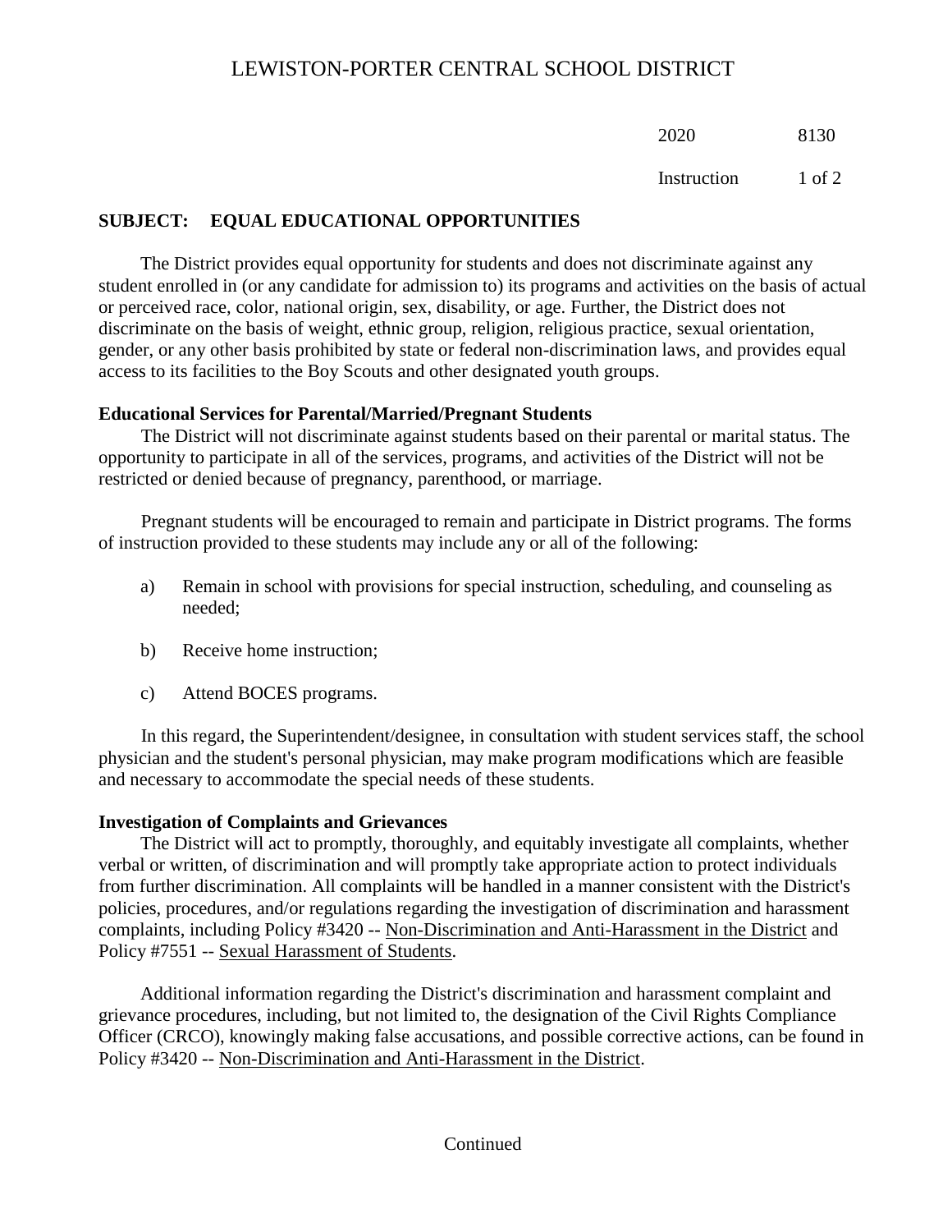# LEWISTON-PORTER CENTRAL SCHOOL DISTRICT

2020 8130

Instruction

## SUBJECT: EQUAL EDUCATIONAL OPPORTUNITIES

The District provides equal opportunity for students and does not discriminate against any student enrolled in (or any candidate for admission to) its programs and activities on the basis of actual or perceived race, color, national origin, sex, disability, or age. Further, the District does not discriminate on the basis of weight, ethnic group, religion, religious practice, sexual orientation, gender, or any other basis prohibited by state or federal non-discrimination laws, and provides equal access to its facilities to the Boy Scouts and other designated youth groups.

**Educational Services for Parental/Married/Pregnant Students**

The District will not discriminate against students based on their parental or marital status. The opportunity to participate in all of the services, programs, and activities of the District will not be restricted or denied because of pregnancy, parenthood, or marriage.

Pregnant students will be encouraged to remain and participate in District programs. The forms of instruction provided to these students may include any or all of the following:

a) Remain in school with provisions for special instruction, scheduling, and counseling as needed;

b) Receive home instruction;

c) Attend BOCES programs.

In this regard, the Superintendent/designee, in consultation with student services staff, the school physician and the student's personal physician, may make program modifications which are feasible and necessary to accommodate the special needs of these students.

**Investigation of Complaints and Grievances**

The District will act to promptly, thoroughly, and equitably investigate all complaints, whether verbal or written, of discrimination and will promptly take appropriate action to protect individuals from further discrimination. All complaints will be handled in a manner consistent with the District's policies, procedures, and/or regulations regarding the investigation of discrimination and harassment complaints, including Policy #3420 -- Non-Discrimination and Anti-Harassment in the District and Policy #7551 -- Sexual Harassment of Students.

Additional information regarding the District's discrimination and harassment complaint and grievance procedures, including, but not limited to, the designation of the Civil Rights Compliance Officer (CRCO), knowingly making false accusations, and possible corrective actions, can be found in Policy #3420 -- Non-Discrimination and Anti-Harassment in the District.

Continued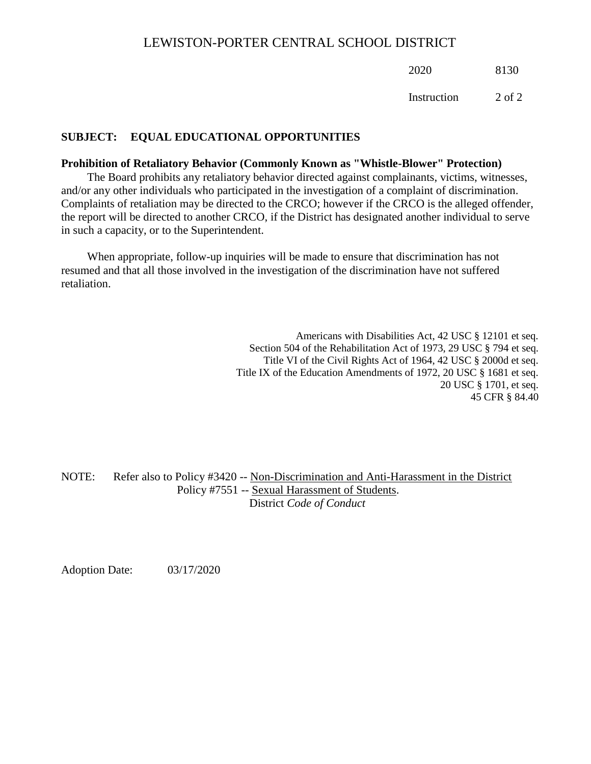**SUBJECT: EQUAL EDUCATIONAL OPPORTUNITIES**

**Prohibition of Retaliatory Behavior (Commonly Known as "Whistle-Blower" Protection)**

The Board prohibits any retaliatory behavior directed against complainants, victims, witnesses, and/or any other individuals who participated in the investigation of a complaint of discrimination. Complaints of retaliation may be directed to the CRCO; however if the CRCO is the alleged offender, the report will be directed to another CRCO, if the District has designated another individual to serve in such a capacity, or to the Superintendent.

When appropriate, follow-up inquiries will be made to ensure that discrimination has not resumed and that all those involved in the investigation of the discrimination have not suffered retaliation.

Americans with Disabilities Act, 42 USC § 12101 et seq.
Section 504 of the Rehabilitation Act of 1973, 29 USC § 794 et seq.
Title VI of the Civil Rights Act of 1964, 42 USC § 2000d et seq.
Title IX of the Education Amendments of 1972, 20 USC § 1681 et seq.
20 USC § 1701, et seq.
45 CFR § 84.40

NOTE: Refer also to Policy #3420 -- Non-Discrimination and Anti-Harassment in the District
Policy #7551 -- Sexual Harassment of Students.
District *Code of Conduct*

Adoption Date: 03/17/2020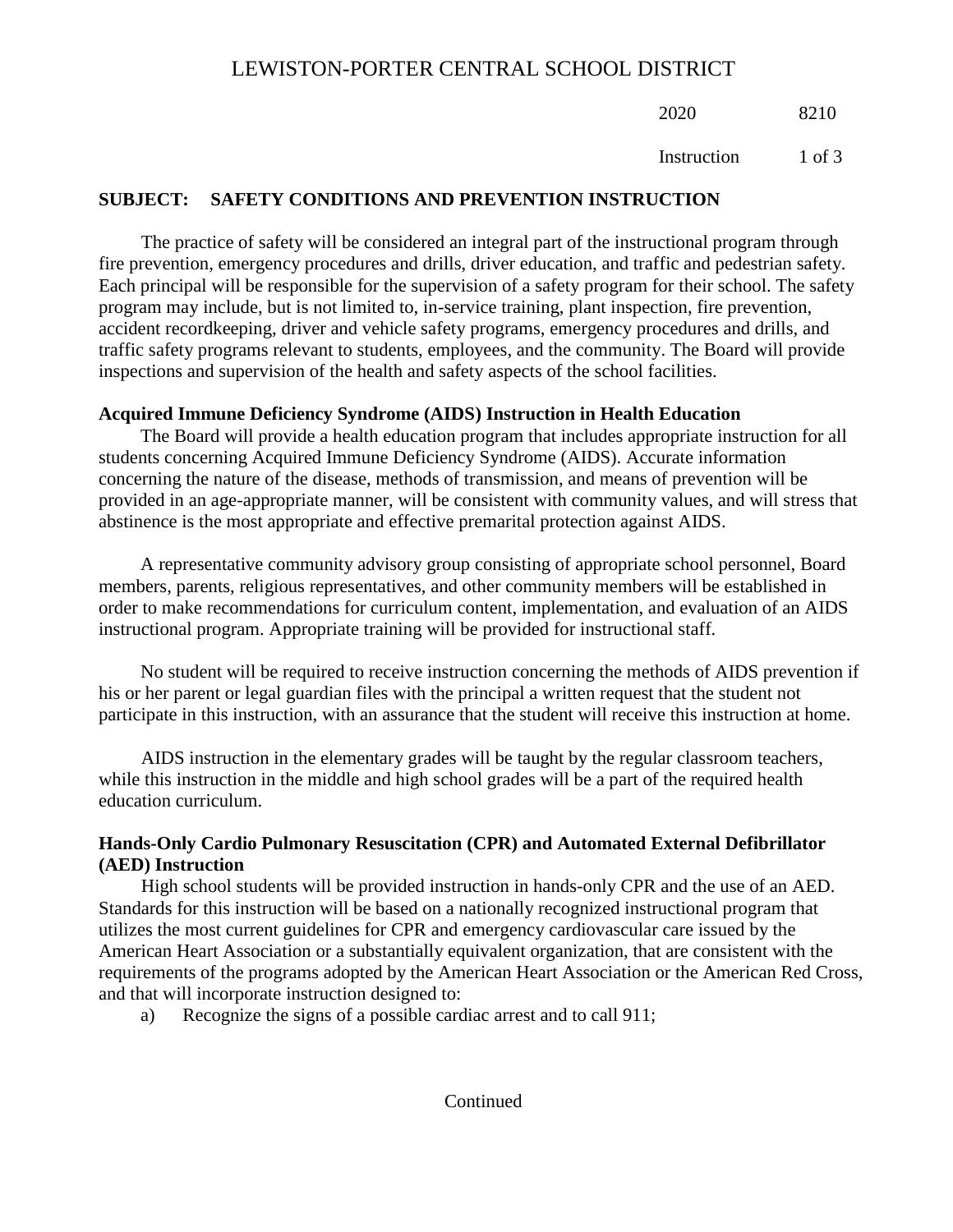# LEWISTON-PORTER CENTRAL SCHOOL DISTRICT

2020 8210

Instruction

## SUBJECT: SAFETY CONDITIONS AND PREVENTION INSTRUCTION

The practice of safety will be considered an integral part of the instructional program through fire prevention, emergency procedures and drills, driver education, and traffic and pedestrian safety. Each principal will be responsible for the supervision of a safety program for their school. The safety program may include, but is not limited to, in-service training, plant inspection, fire prevention, accident recordkeeping, driver and vehicle safety programs, emergency procedures and drills, and traffic safety programs relevant to students, employees, and the community. The Board will provide inspections and supervision of the health and safety aspects of the school facilities.

### Acquired Immune Deficiency Syndrome (AIDS) Instruction in Health Education

The Board will provide a health education program that includes appropriate instruction for all students concerning Acquired Immune Deficiency Syndrome (AIDS). Accurate information concerning the nature of the disease, methods of transmission, and means of prevention will be provided in an age-appropriate manner, will be consistent with community values, and will stress that abstinence is the most appropriate and effective premarital protection against AIDS.

A representative community advisory group consisting of appropriate school personnel, Board members, parents, religious representatives, and other community members will be established in order to make recommendations for curriculum content, implementation, and evaluation of an AIDS instructional program. Appropriate training will be provided for instructional staff.

No student will be required to receive instruction concerning the methods of AIDS prevention if his or her parent or legal guardian files with the principal a written request that the student not participate in this instruction, with an assurance that the student will receive this instruction at home.

AIDS instruction in the elementary grades will be taught by the regular classroom teachers, while this instruction in the middle and high school grades will be a part of the required health education curriculum.

### Hands-Only Cardio Pulmonary Resuscitation (CPR) and Automated External Defibrillator (AED) Instruction

High school students will be provided instruction in hands-only CPR and the use of an AED. Standards for this instruction will be based on a nationally recognized instructional program that utilizes the most current guidelines for CPR and emergency cardiovascular care issued by the American Heart Association or a substantially equivalent organization, that are consistent with the requirements of the programs adopted by the American Heart Association or the American Red Cross, and that will incorporate instruction designed to:

a) Recognize the signs of a possible cardiac arrest and to call 911;

Continued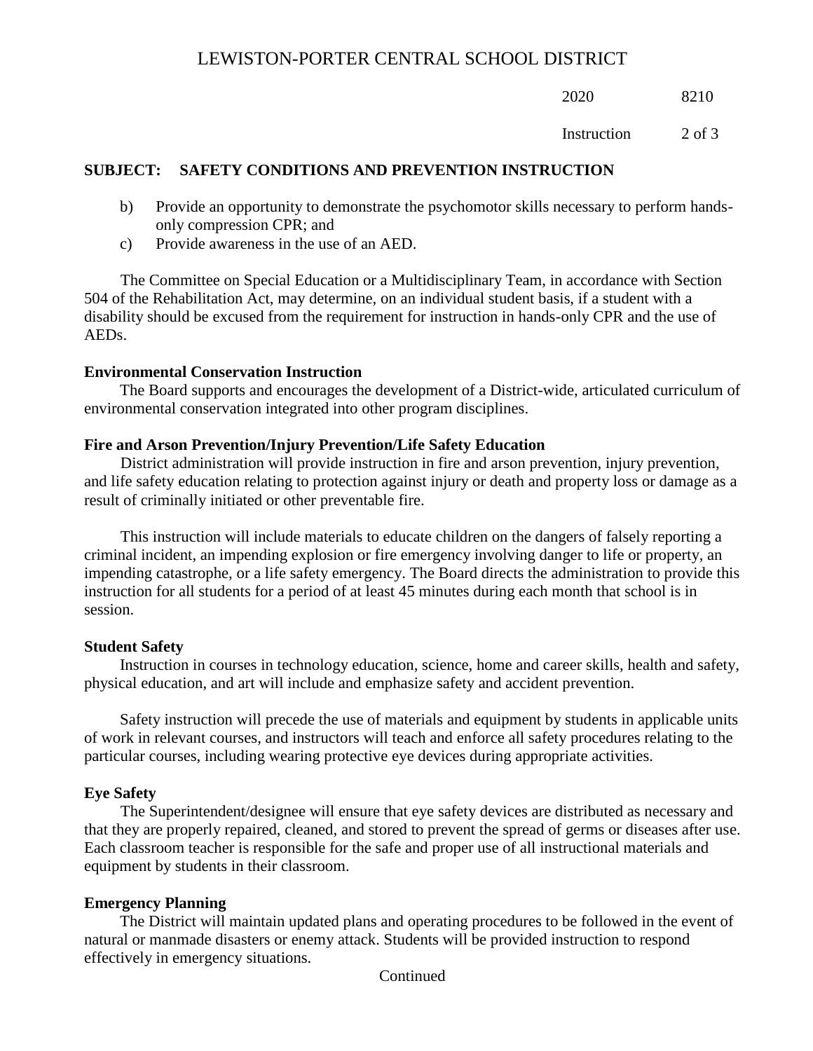**SUBJECT: SAFETY CONDITIONS AND PREVENTION INSTRUCTION**

b) Provide an opportunity to demonstrate the psychomotor skills necessary to perform hands-only compression CPR; and

c) Provide awareness in the use of an AED.

The Committee on Special Education or a Multidisciplinary Team, in accordance with Section 504 of the Rehabilitation Act, may determine, on an individual student basis, if a student with a disability should be excused from the requirement for instruction in hands-only CPR and the use of AEDs.

**Environmental Conservation Instruction**

The Board supports and encourages the development of a District-wide, articulated curriculum of environmental conservation integrated into other program disciplines.

**Fire and Arson Prevention/Injury Prevention/Life Safety Education**

District administration will provide instruction in fire and arson prevention, injury prevention, and life safety education relating to protection against injury or death and property loss or damage as a result of criminally initiated or other preventable fire.

This instruction will include materials to educate children on the dangers of falsely reporting a criminal incident, an impending explosion or fire emergency involving danger to life or property, an impending catastrophe, or a life safety emergency. The Board directs the administration to provide this instruction for all students for a period of at least 45 minutes during each month that school is in session.

**Student Safety**

Instruction in courses in technology education, science, home and career skills, health and safety, physical education, and art will include and emphasize safety and accident prevention.

Safety instruction will precede the use of materials and equipment by students in applicable units of work in relevant courses, and instructors will teach and enforce all safety procedures relating to the particular courses, including wearing protective eye devices during appropriate activities.

**Eye Safety**

The Superintendent/designee will ensure that eye safety devices are distributed as necessary and that they are properly repaired, cleaned, and stored to prevent the spread of germs or diseases after use. Each classroom teacher is responsible for the safe and proper use of all instructional materials and equipment by students in their classroom.

**Emergency Planning**

The District will maintain updated plans and operating procedures to be followed in the event of natural or manmade disasters or enemy attack. Students will be provided instruction to respond effectively in emergency situations.

Continued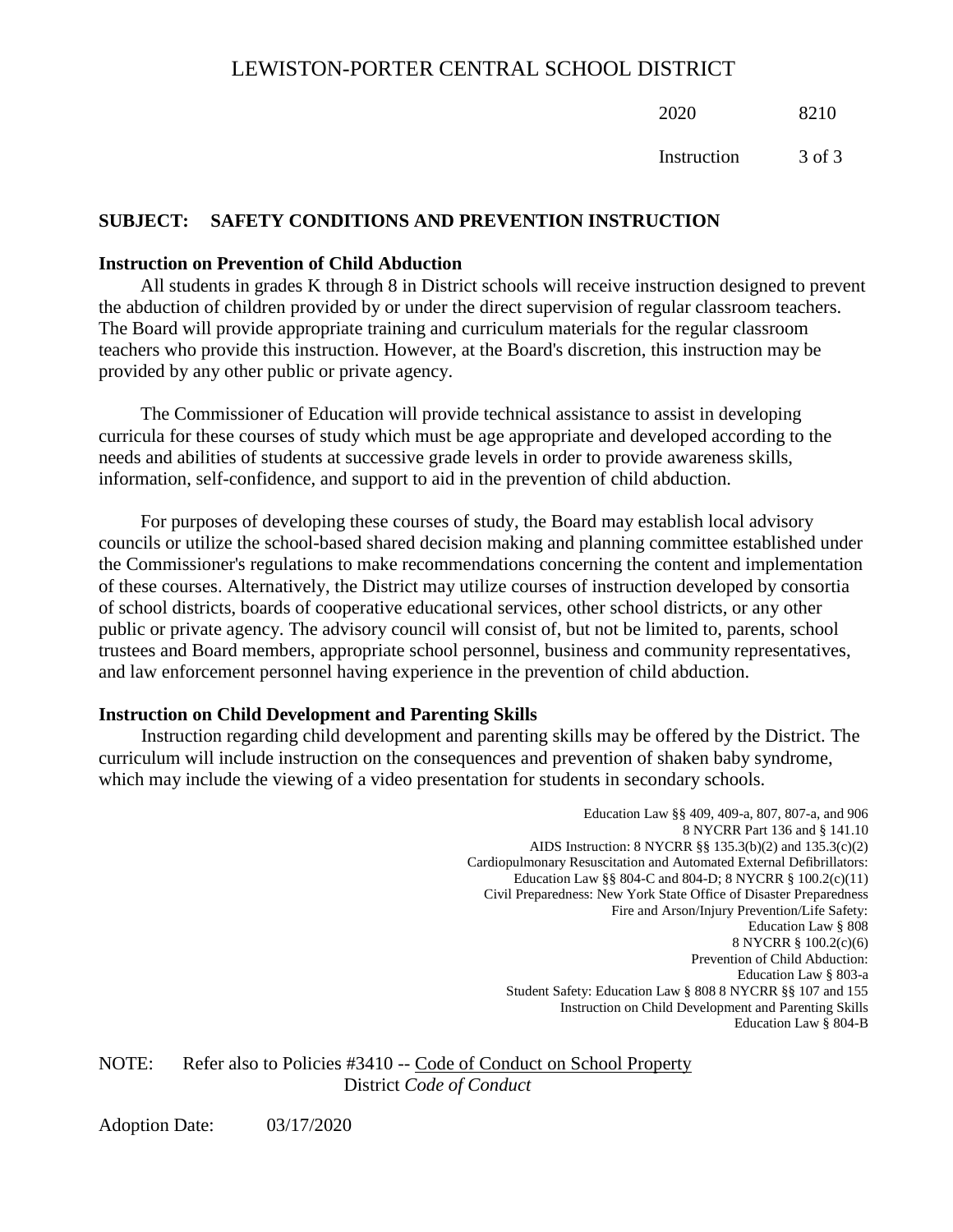## SUBJECT: SAFETY CONDITIONS AND PREVENTION INSTRUCTION

**Instruction on Prevention of Child Abduction**

All students in grades K through 8 in District schools will receive instruction designed to prevent the abduction of children provided by or under the direct supervision of regular classroom teachers. The Board will provide appropriate training and curriculum materials for the regular classroom teachers who provide this instruction. However, at the Board's discretion, this instruction may be provided by any other public or private agency.

The Commissioner of Education will provide technical assistance to assist in developing curricula for these courses of study which must be age appropriate and developed according to the needs and abilities of students at successive grade levels in order to provide awareness skills, information, self-confidence, and support to aid in the prevention of child abduction.

For purposes of developing these courses of study, the Board may establish local advisory councils or utilize the school-based shared decision making and planning committee established under the Commissioner's regulations to make recommendations concerning the content and implementation of these courses. Alternatively, the District may utilize courses of instruction developed by consortia of school districts, boards of cooperative educational services, other school districts, or any other public or private agency. The advisory council will consist of, but not be limited to, parents, school trustees and Board members, appropriate school personnel, business and community representatives, and law enforcement personnel having experience in the prevention of child abduction.

**Instruction on Child Development and Parenting Skills**

Instruction regarding child development and parenting skills may be offered by the District. The curriculum will include instruction on the consequences and prevention of shaken baby syndrome, which may include the viewing of a video presentation for students in secondary schools.

Education Law §§ 409, 409-a, 807, 807-a, and 906
8 NYCRR Part 136 and § 141.10
AIDS Instruction: 8 NYCRR §§ 135.3(b)(2) and 135.3(c)(2)
Cardiopulmonary Resuscitation and Automated External Defibrillators:
Education Law §§ 804-C and 804-D; 8 NYCRR § 100.2(c)(11)
Civil Preparedness: New York State Office of Disaster Preparedness
Fire and Arson/Injury Prevention/Life Safety:
Education Law § 808
8 NYCRR § 100.2(c)(6)
Prevention of Child Abduction:
Education Law § 803-a
Student Safety: Education Law § 808 8 NYCRR §§ 107 and 155
Instruction on Child Development and Parenting Skills
Education Law § 804-B

NOTE: Refer also to Policies #3410 -- Code of Conduct on School Property
District *Code of Conduct*

Adoption Date: 03/17/2020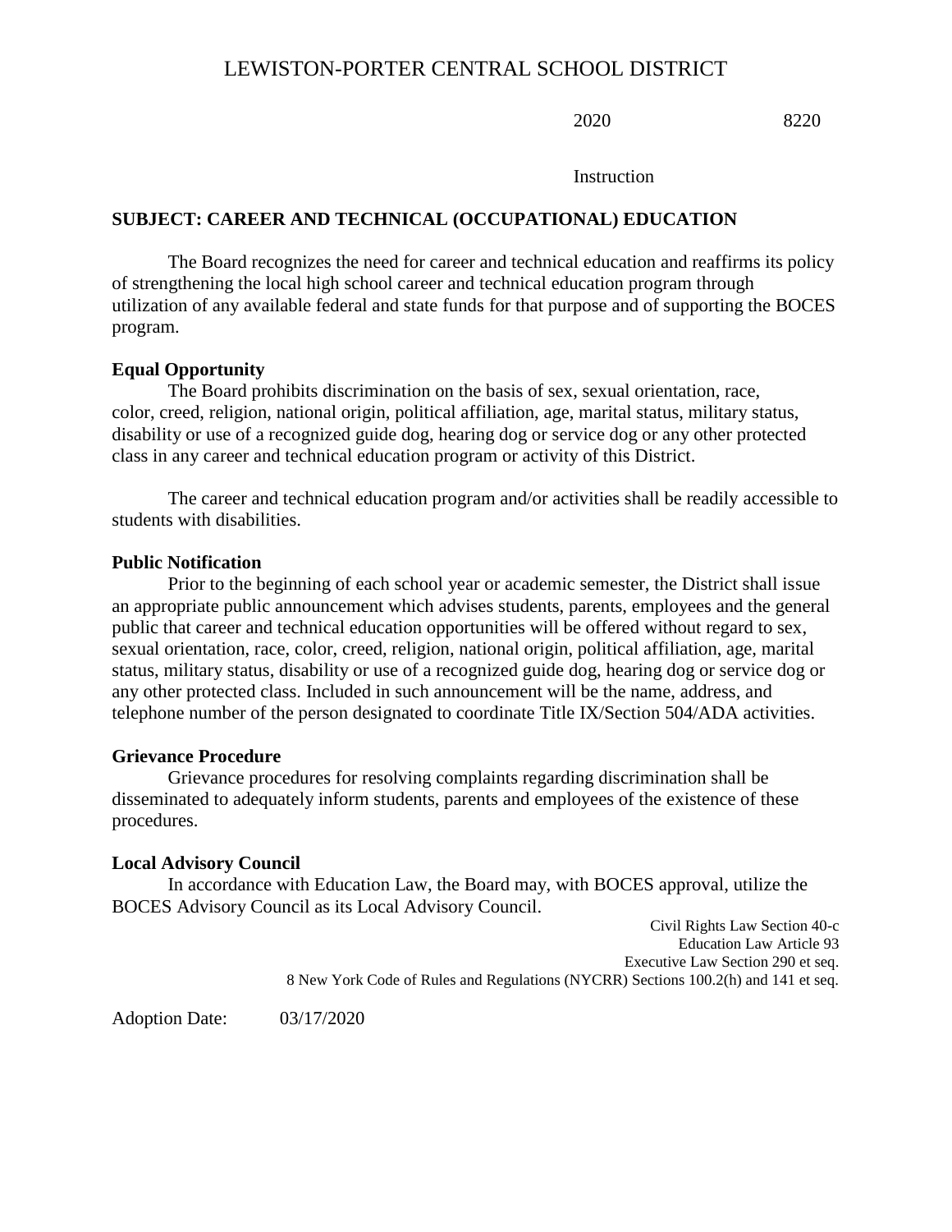# LEWISTON-PORTER CENTRAL SCHOOL DISTRICT

2020 8220

Instruction

**SUBJECT: CAREER AND TECHNICAL (OCCUPATIONAL) EDUCATION**

The Board recognizes the need for career and technical education and reaffirms its policy of strengthening the local high school career and technical education program through utilization of any available federal and state funds for that purpose and of supporting the BOCES program.

**Equal Opportunity**

The Board prohibits discrimination on the basis of sex, sexual orientation, race, color, creed, religion, national origin, political affiliation, age, marital status, military status, disability or use of a recognized guide dog, hearing dog or service dog or any other protected class in any career and technical education program or activity of this District.

The career and technical education program and/or activities shall be readily accessible to students with disabilities.

**Public Notification**

Prior to the beginning of each school year or academic semester, the District shall issue an appropriate public announcement which advises students, parents, employees and the general public that career and technical education opportunities will be offered without regard to sex, sexual orientation, race, color, creed, religion, national origin, political affiliation, age, marital status, military status, disability or use of a recognized guide dog, hearing dog or service dog or any other protected class. Included in such announcement will be the name, address, and telephone number of the person designated to coordinate Title IX/Section 504/ADA activities.

**Grievance Procedure**

Grievance procedures for resolving complaints regarding discrimination shall be disseminated to adequately inform students, parents and employees of the existence of these procedures.

**Local Advisory Council**

In accordance with Education Law, the Board may, with BOCES approval, utilize the BOCES Advisory Council as its Local Advisory Council.

Civil Rights Law Section 40-c
Education Law Article 93
Executive Law Section 290 et seq.
8 New York Code of Rules and Regulations (NYCRR) Sections 100.2(h) and 141 et seq.

Adoption Date: 03/17/2020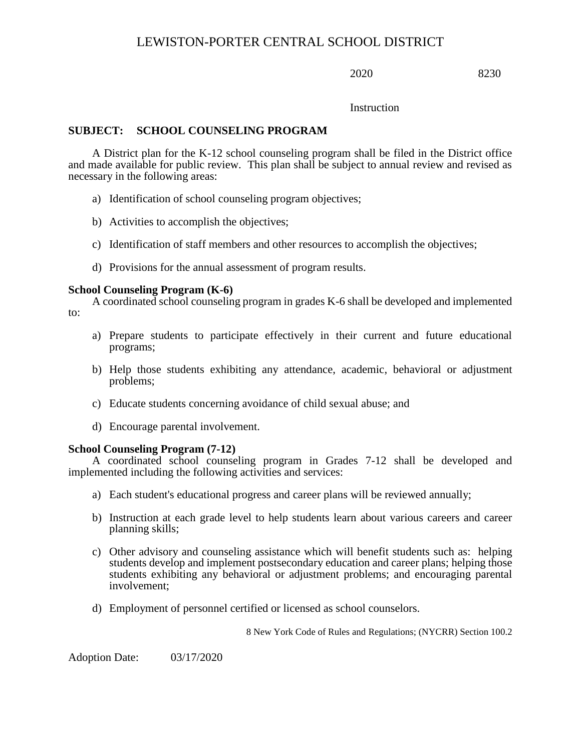# LEWISTON-PORTER CENTRAL SCHOOL DISTRICT

2020 8230

Instruction

**SUBJECT: SCHOOL COUNSELING PROGRAM**

A District plan for the K-12 school counseling program shall be filed in the District office and made available for public review. This plan shall be subject to annual review and revised as necessary in the following areas:

a) Identification of school counseling program objectives;

b) Activities to accomplish the objectives;

c) Identification of staff members and other resources to accomplish the objectives;

d) Provisions for the annual assessment of program results.

**School Counseling Program (K-6)**

A coordinated school counseling program in grades K-6 shall be developed and implemented to:

a) Prepare students to participate effectively in their current and future educational programs;

b) Help those students exhibiting any attendance, academic, behavioral or adjustment problems;

c) Educate students concerning avoidance of child sexual abuse; and

d) Encourage parental involvement.

**School Counseling Program (7-12)**

A coordinated school counseling program in Grades 7-12 shall be developed and implemented including the following activities and services:

a) Each student's educational progress and career plans will be reviewed annually;

b) Instruction at each grade level to help students learn about various careers and career planning skills;

c) Other advisory and counseling assistance which will benefit students such as: helping students develop and implement postsecondary education and career plans; helping those students exhibiting any behavioral or adjustment problems; and encouraging parental involvement;

d) Employment of personnel certified or licensed as school counselors.

8 New York Code of Rules and Regulations; (NYCRR) Section 100.2

Adoption Date: 03/17/2020